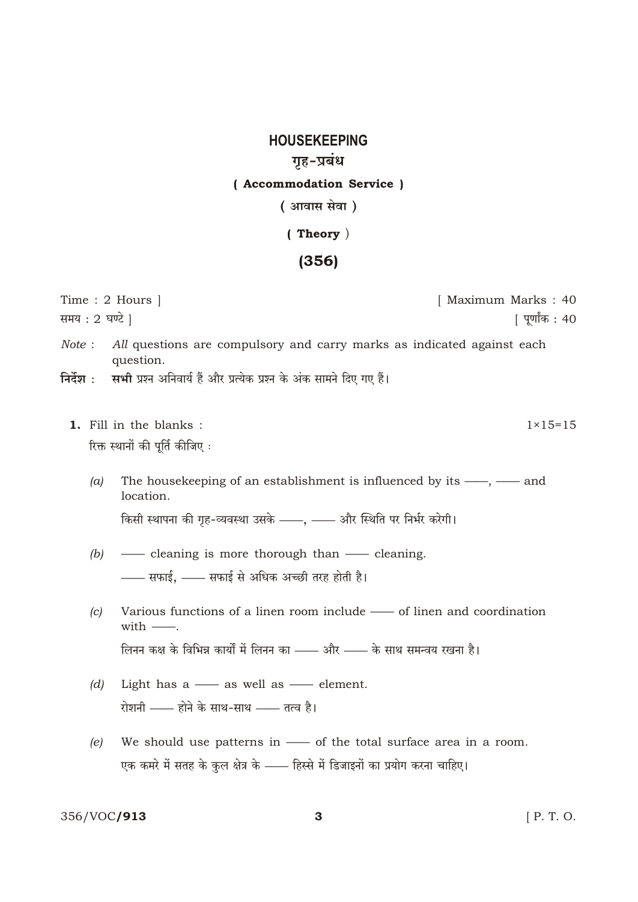# HOUSEKEEPING

## गृह-प्रबंध

### ( Accommodation Service )

### ( आवास सेवा )

### ( Theory )

## (356)

Time : 2 Hours ] [ Maximum Marks : 40

समय : 2 घण्टे ] [ पूर्णांक : 40

*Note* : *All* questions are compulsory and carry marks as indicated against each question.

**निर्देश :** **सभी** प्रश्न अनिवार्य हैं और प्रत्येक प्रश्न के अंक सामने दिए गए हैं।

**1.** Fill in the blanks : 1×15=15

रिक्त स्थानों की पूर्ति कीजिए :

*(a)* The housekeeping of an establishment is influenced by its ——, —— and location.

किसी स्थापना की गृह-व्यवस्था उसके ——, —— और स्थिति पर निर्भर करेगी।

*(b)* —— cleaning is more thorough than —— cleaning.

—— सफाई, —— सफाई से अधिक अच्छी तरह होती है।

*(c)* Various functions of a linen room include —— of linen and coordination with ——.

लिनन कक्ष के विभिन्न कार्यों में लिनन का —— और —— के साथ समन्वय रखना है।

*(d)* Light has a —— as well as —— element.

रोशनी —— होने के साथ-साथ —— तत्व है।

*(e)* We should use patterns in —— of the total surface area in a room.

एक कमरे में सतह के कुल क्षेत्र के —— हिस्से में डिजाइनों का प्रयोग करना चाहिए।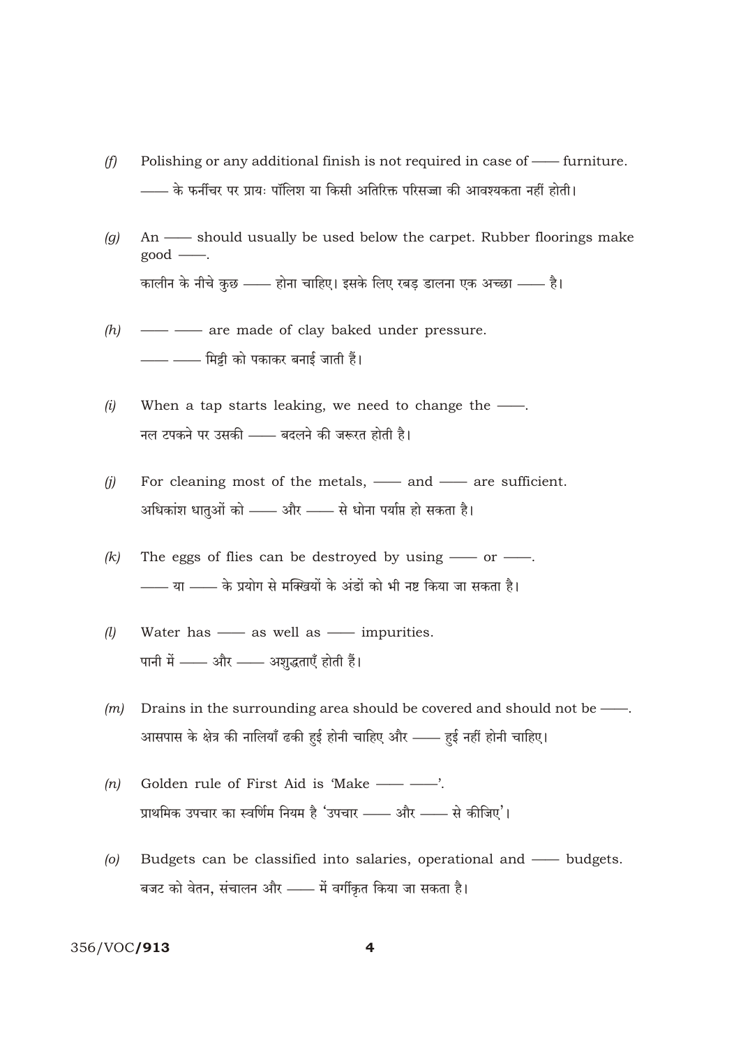(f) Polishing or any additional finish is not required in case of —— furniture.

—— के फर्नीचर पर प्रायः पॉलिश या किसी अतिरिक्त परिसज्जा की आवश्यकता नहीं होती।

(g) An —— should usually be used below the carpet. Rubber floorings make good ——.

कालीन के नीचे कुछ —— होना चाहिए। इसके लिए रबड़ डालना एक अच्छा —— है।

(h) —— —— are made of clay baked under pressure.

—— —— मिट्टी को पकाकर बनाई जाती हैं।

(i) When a tap starts leaking, we need to change the ——.

नल टपकने पर उसकी —— बदलने की जरूरत होती है।

(j) For cleaning most of the metals, —— and —— are sufficient.

अधिकांश धातुओं को —— और —— से धोना पर्याप्त हो सकता है।

(k) The eggs of flies can be destroyed by using —— or ——.

—— या —— के प्रयोग से मक्खियों के अंडों को भी नष्ट किया जा सकता है।

(l) Water has —— as well as —— impurities.

पानी में —— और —— अशुद्धताएँ होती हैं।

(m) Drains in the surrounding area should be covered and should not be ——.

आसपास के क्षेत्र की नालियाँ ढकी हुई होनी चाहिए और —— हुई नहीं होनी चाहिए।

(n) Golden rule of First Aid is 'Make —— ——'.

प्राथमिक उपचार का स्वर्णिम नियम है 'उपचार —— और —— से कीजिए'।

(o) Budgets can be classified into salaries, operational and —— budgets.

बजट को वेतन, संचालन और —— में वर्गीकृत किया जा सकता है।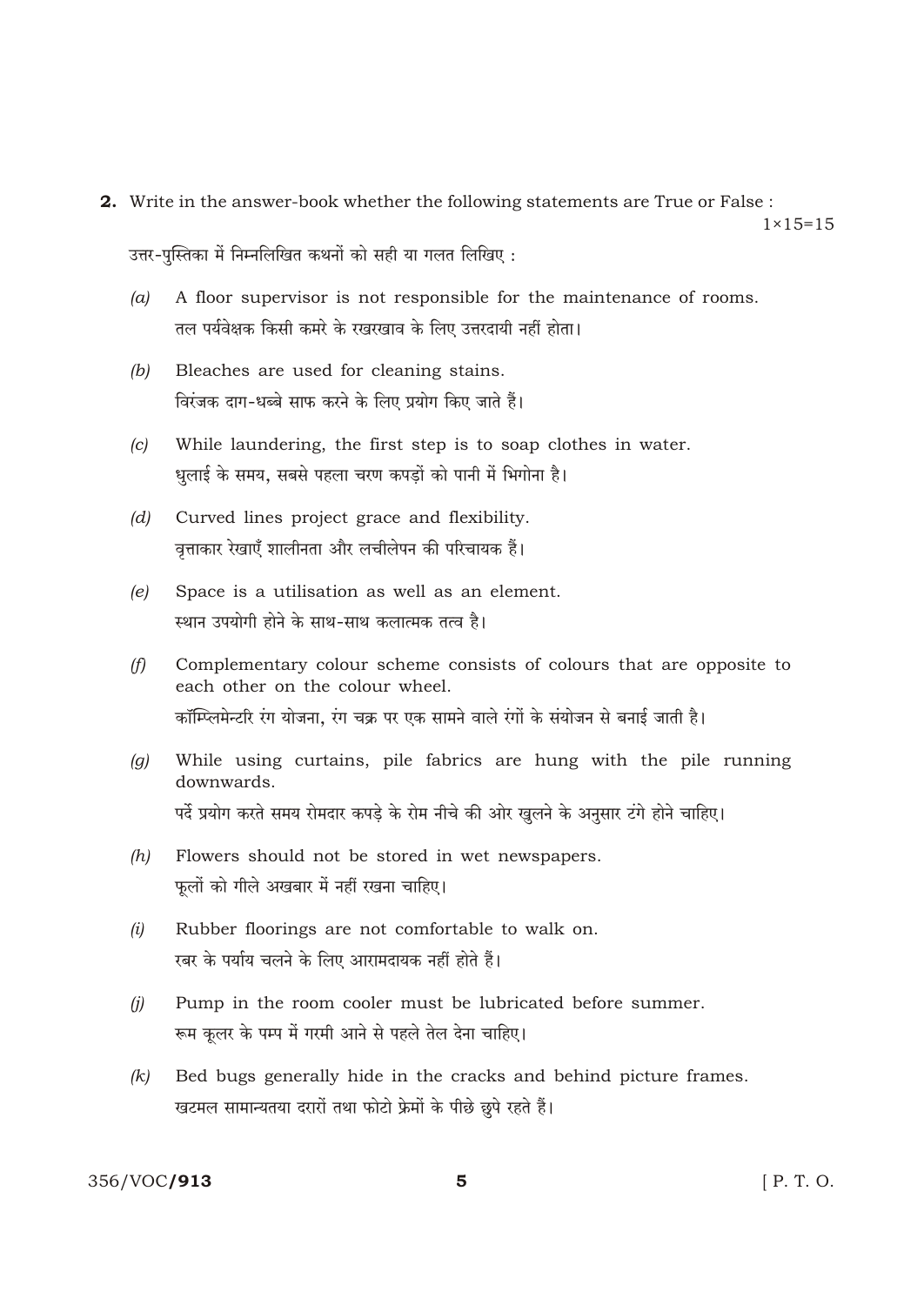**2.** Write in the answer-book whether the following statements are True or False : 1×15=15

उत्तर-पुस्तिका में निम्नलिखित कथनों को सही या गलत लिखिए :

*(a)* A floor supervisor is not responsible for the maintenance of rooms.
तल पर्यवेक्षक किसी कमरे के रखरखाव के लिए उत्तरदायी नहीं होता।

*(b)* Bleaches are used for cleaning stains.
विरंजक दाग-धब्बे साफ करने के लिए प्रयोग किए जाते हैं।

*(c)* While laundering, the first step is to soap clothes in water.
धुलाई के समय, सबसे पहला चरण कपड़ों को पानी में भिगोना है।

*(d)* Curved lines project grace and flexibility.
वृत्ताकार रेखाएँ शालीनता और लचीलेपन की परिचायक हैं।

*(e)* Space is a utilisation as well as an element.
स्थान उपयोगी होने के साथ-साथ कलात्मक तत्व है।

*(f)* Complementary colour scheme consists of colours that are opposite to each other on the colour wheel.
कॉम्प्लिमेन्टरी रंग योजना, रंग चक्र पर एक सामने वाले रंगों के संयोजन से बनाई जाती है।

*(g)* While using curtains, pile fabrics are hung with the pile running downwards.
पर्दे प्रयोग करते समय रोमदार कपड़े के रोम नीचे की ओर खुलने के अनुसार टंगे होने चाहिए।

*(h)* Flowers should not be stored in wet newspapers.
फूलों को गीले अखबार में नहीं रखना चाहिए।

*(i)* Rubber floorings are not comfortable to walk on.
रबर के पर्याय चलने के लिए आरामदायक नहीं होते हैं।

*(j)* Pump in the room cooler must be lubricated before summer.
रूम कूलर के पम्प में गरमी आने से पहले तेल देना चाहिए।

*(k)* Bed bugs generally hide in the cracks and behind picture frames.
खटमल सामान्यतया दरारों तथा फोटो फ्रेमों के पीछे छुपे रहते हैं।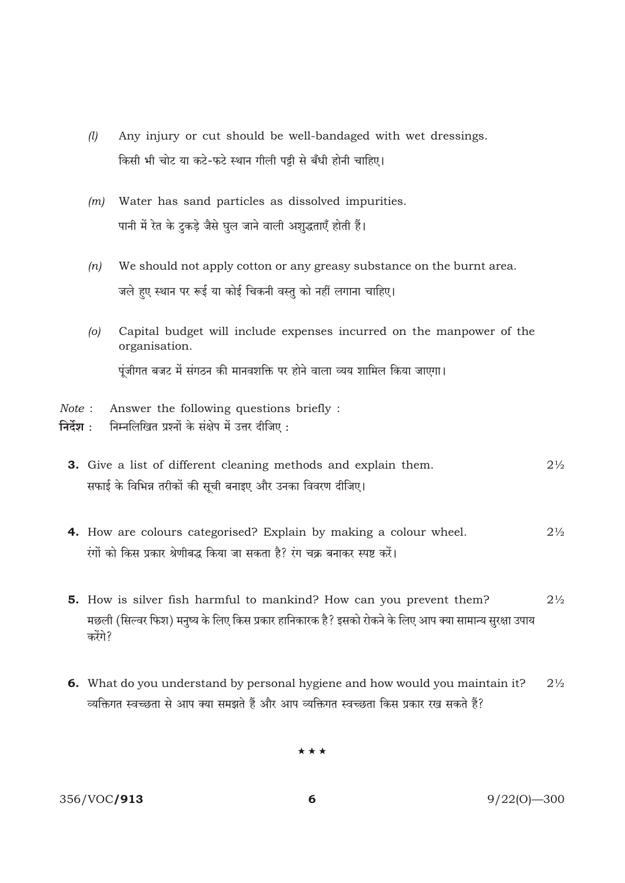(*l*) Any injury or cut should be well-bandaged with wet dressings.

किसी भी चोट या कटे-फटे स्थान गीली पट्टी से बँधी होनी चाहिए।

(*m*) Water has sand particles as dissolved impurities.

पानी में रेत के टुकड़े जैसे घुल जाने वाली अशुद्धताएँ होती हैं।

(*n*) We should not apply cotton or any greasy substance on the burnt area.

जले हुए स्थान पर रूई या कोई चिकनी वस्तु को नहीं लगाना चाहिए।

(*o*) Capital budget will include expenses incurred on the manpower of the organisation.

पूंजीगत बजट में संगठन की मानवशक्ति पर होने वाला व्यय शामिल किया जाएगा।

*Note* : Answer the following questions briefly :

**निर्देश** : निम्नलिखित प्रश्नों के संक्षेप में उत्तर दीजिए :

**3.** Give a list of different cleaning methods and explain them. 2½

सफाई के विभिन्न तरीकों की सूची बनाइए और उनका विवरण दीजिए।

**4.** How are colours categorised? Explain by making a colour wheel. 2½

रंगों को किस प्रकार श्रेणीबद्ध किया जा सकता है? रंग चक्र बनाकर स्पष्ट करें।

**5.** How is silver fish harmful to mankind? How can you prevent them? 2½

मछली (सिल्वर फिश) मनुष्य के लिए किस प्रकार हानिकारक है? इसको रोकने के लिए आप क्या सामान्य सुरक्षा उपाय करेंगे?

**6.** What do you understand by personal hygiene and how would you maintain it? 2½

व्यक्तिगत स्वच्छता से आप क्या समझते हैं और आप व्यक्तिगत स्वच्छता किस प्रकार रख सकते हैं?

★ ★ ★